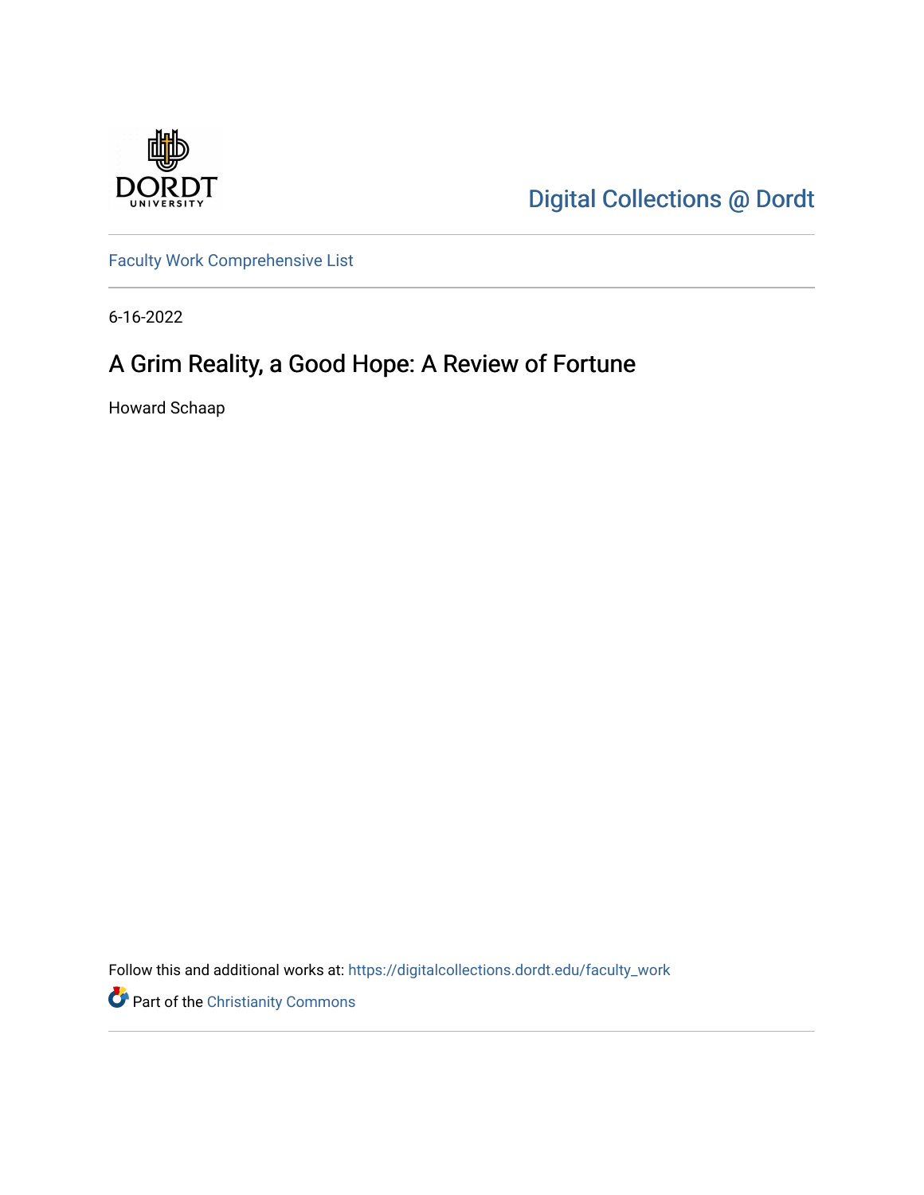Digital Collections @ Dordt

Faculty Work Comprehensive List

6-16-2022

# A Grim Reality, a Good Hope: A Review of Fortune

Howard Schaap

Follow this and additional works at: https://digitalcollections.dordt.edu/faculty_work

Part of the Christianity Commons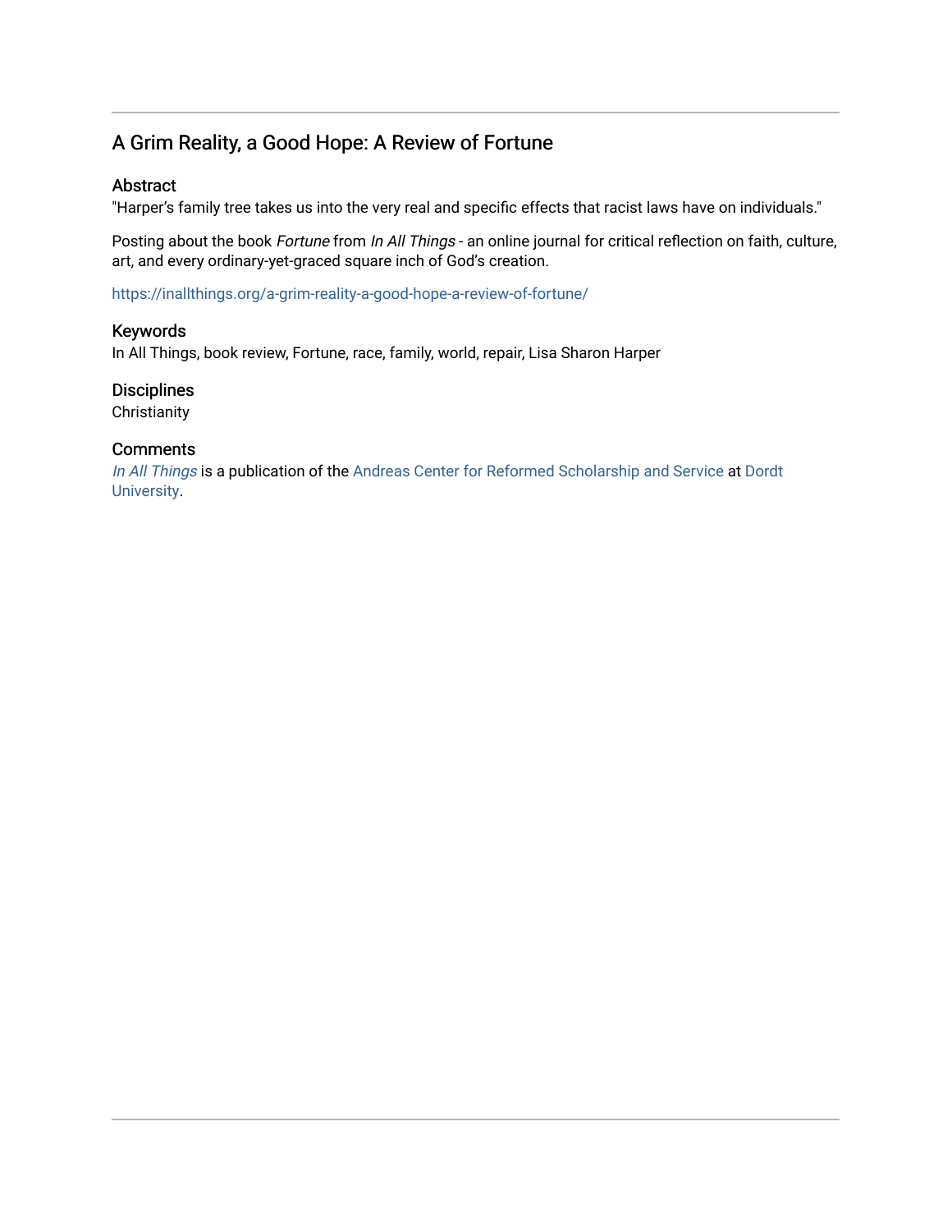## A Grim Reality, a Good Hope: A Review of Fortune

### Abstract

"Harper's family tree takes us into the very real and specific effects that racist laws have on individuals."

Posting about the book *Fortune* from *In All Things* - an online journal for critical reflection on faith, culture, art, and every ordinary-yet-graced square inch of God's creation.

https://inallthings.org/a-grim-reality-a-good-hope-a-review-of-fortune/

### Keywords

In All Things, book review, Fortune, race, family, world, repair, Lisa Sharon Harper

### Disciplines

Christianity

### Comments

*In All Things* is a publication of the Andreas Center for Reformed Scholarship and Service at Dordt University.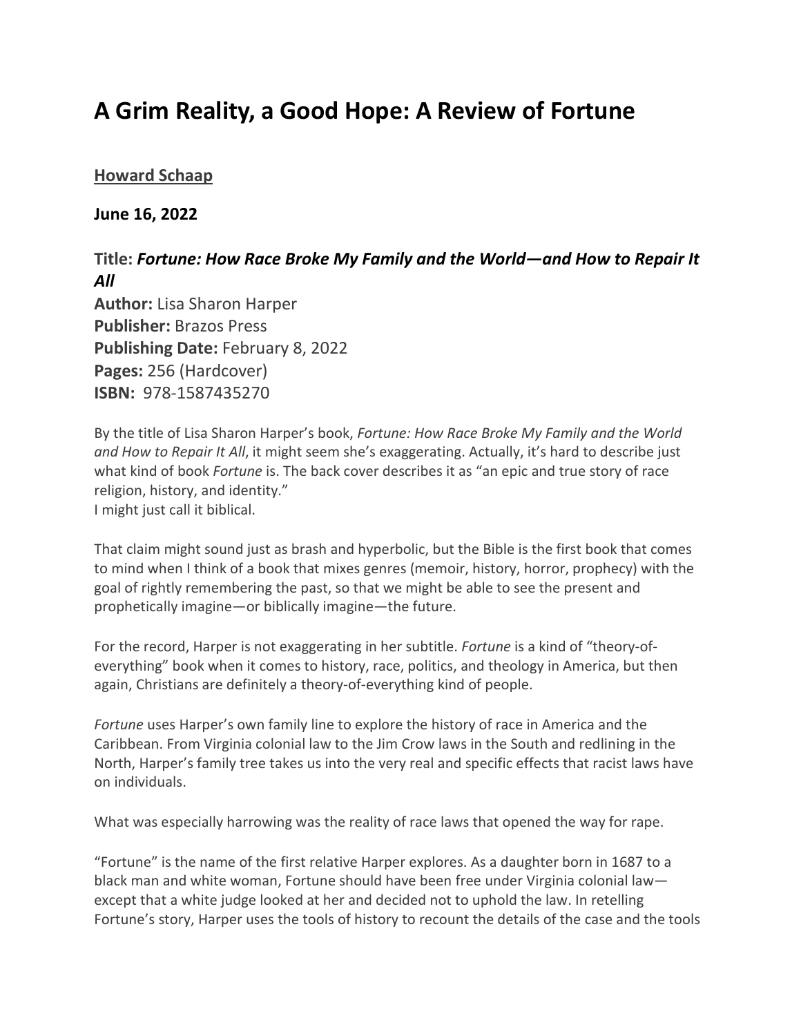# A Grim Reality, a Good Hope: A Review of Fortune

**Howard Schaap**

**June 16, 2022**

### Title: *Fortune: How Race Broke My Family and the World—and How to Repair It All*

**Author:** Lisa Sharon Harper
**Publisher:** Brazos Press
**Publishing Date:** February 8, 2022
**Pages:** 256 (Hardcover)
**ISBN:** 978-1587435270

By the title of Lisa Sharon Harper's book, *Fortune: How Race Broke My Family and the World and How to Repair It All*, it might seem she's exaggerating. Actually, it's hard to describe just what kind of book *Fortune* is. The back cover describes it as "an epic and true story of race religion, history, and identity."
I might just call it biblical.

That claim might sound just as brash and hyperbolic, but the Bible is the first book that comes to mind when I think of a book that mixes genres (memoir, history, horror, prophecy) with the goal of rightly remembering the past, so that we might be able to see the present and prophetically imagine—or biblically imagine—the future.

For the record, Harper is not exaggerating in her subtitle. *Fortune* is a kind of "theory-of-everything" book when it comes to history, race, politics, and theology in America, but then again, Christians are definitely a theory-of-everything kind of people.

*Fortune* uses Harper's own family line to explore the history of race in America and the Caribbean. From Virginia colonial law to the Jim Crow laws in the South and redlining in the North, Harper's family tree takes us into the very real and specific effects that racist laws have on individuals.

What was especially harrowing was the reality of race laws that opened the way for rape.

"Fortune" is the name of the first relative Harper explores. As a daughter born in 1687 to a black man and white woman, Fortune should have been free under Virginia colonial law—except that a white judge looked at her and decided not to uphold the law. In retelling Fortune's story, Harper uses the tools of history to recount the details of the case and the tools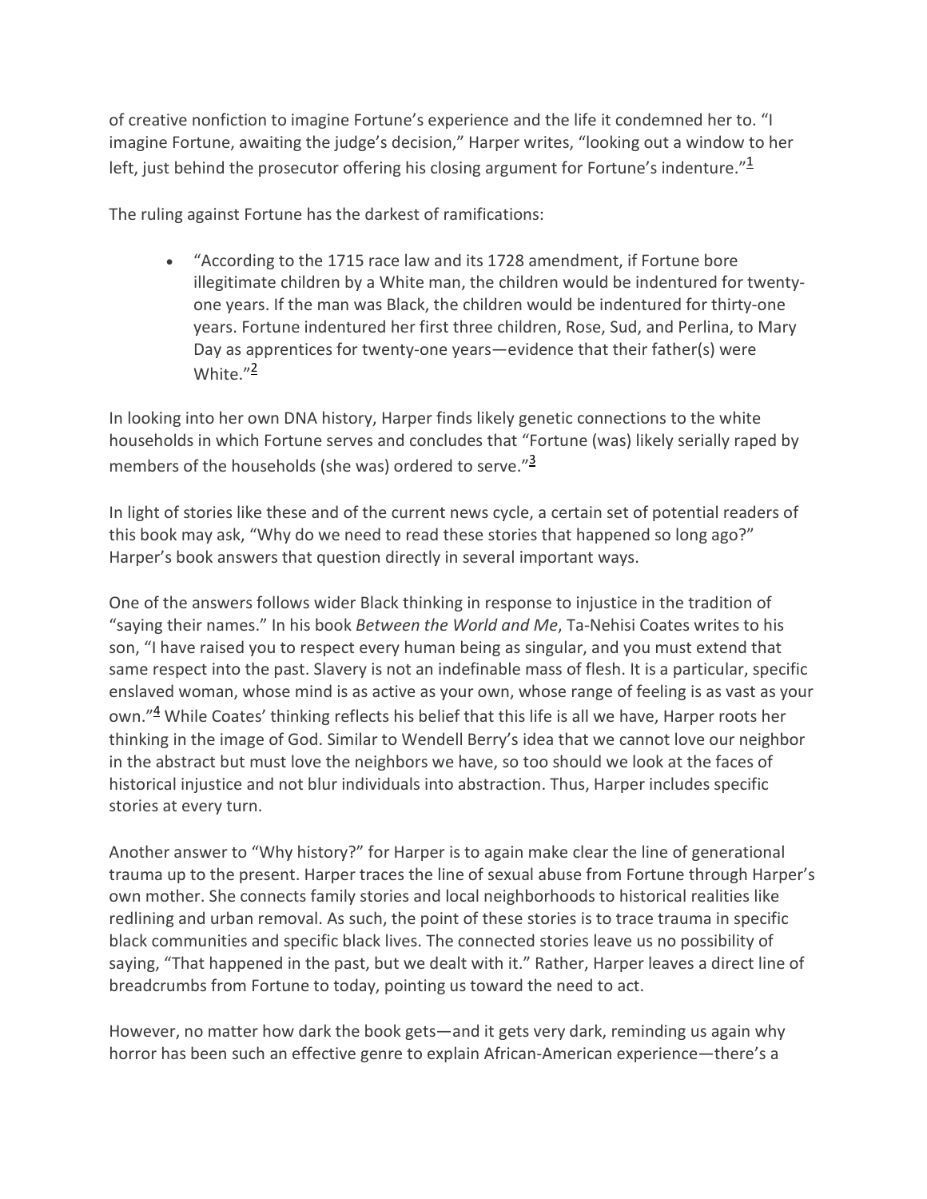of creative nonfiction to imagine Fortune's experience and the life it condemned her to. "I imagine Fortune, awaiting the judge's decision," Harper writes, "looking out a window to her left, just behind the prosecutor offering his closing argument for Fortune's indenture."[1]

The ruling against Fortune has the darkest of ramifications:

- "According to the 1715 race law and its 1728 amendment, if Fortune bore illegitimate children by a White man, the children would be indentured for twenty-one years. If the man was Black, the children would be indentured for thirty-one years. Fortune indentured her first three children, Rose, Sud, and Perlina, to Mary Day as apprentices for twenty-one years—evidence that their father(s) were White."[2]

In looking into her own DNA history, Harper finds likely genetic connections to the white households in which Fortune serves and concludes that "Fortune (was) likely serially raped by members of the households (she was) ordered to serve."[3]

In light of stories like these and of the current news cycle, a certain set of potential readers of this book may ask, "Why do we need to read these stories that happened so long ago?" Harper's book answers that question directly in several important ways.

One of the answers follows wider Black thinking in response to injustice in the tradition of "saying their names." In his book *Between the World and Me*, Ta-Nehisi Coates writes to his son, "I have raised you to respect every human being as singular, and you must extend that same respect into the past. Slavery is not an indefinable mass of flesh. It is a particular, specific enslaved woman, whose mind is as active as your own, whose range of feeling is as vast as your own."[4] While Coates' thinking reflects his belief that this life is all we have, Harper roots her thinking in the image of God. Similar to Wendell Berry's idea that we cannot love our neighbor in the abstract but must love the neighbors we have, so too should we look at the faces of historical injustice and not blur individuals into abstraction. Thus, Harper includes specific stories at every turn.

Another answer to "Why history?" for Harper is to again make clear the line of generational trauma up to the present. Harper traces the line of sexual abuse from Fortune through Harper's own mother. She connects family stories and local neighborhoods to historical realities like redlining and urban removal. As such, the point of these stories is to trace trauma in specific black communities and specific black lives. The connected stories leave us no possibility of saying, "That happened in the past, but we dealt with it." Rather, Harper leaves a direct line of breadcrumbs from Fortune to today, pointing us toward the need to act.

However, no matter how dark the book gets—and it gets very dark, reminding us again why horror has been such an effective genre to explain African-American experience—there's a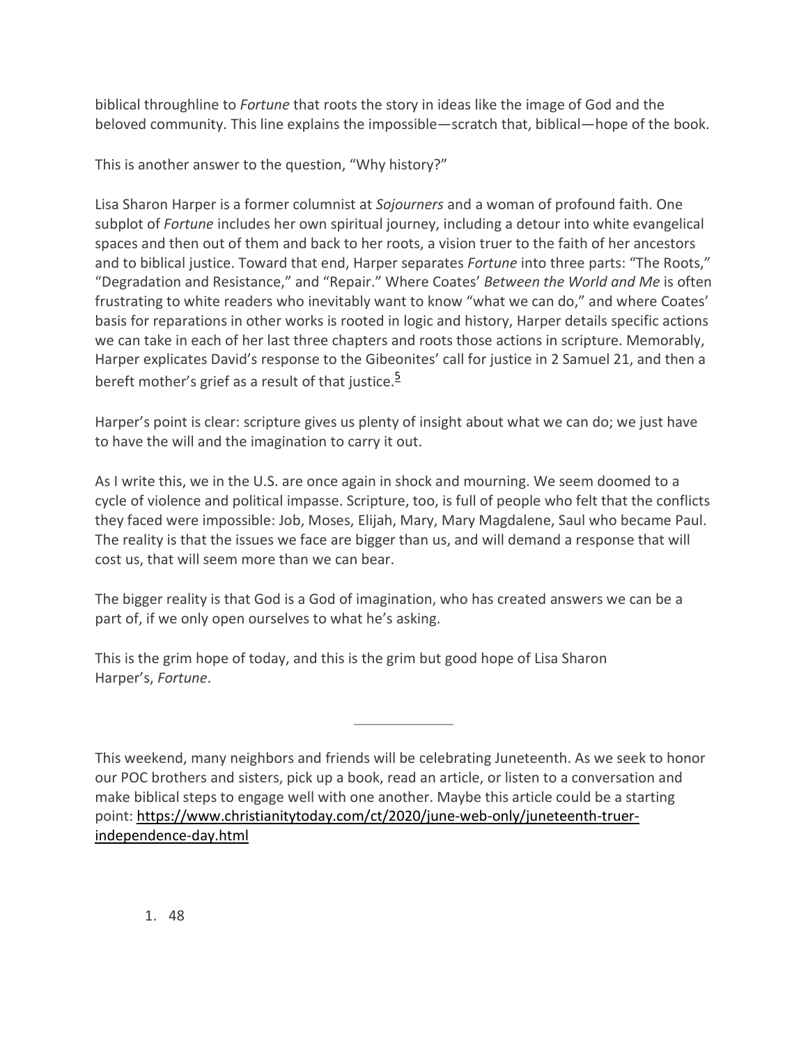biblical throughline to *Fortune* that roots the story in ideas like the image of God and the beloved community. This line explains the impossible—scratch that, biblical—hope of the book.

This is another answer to the question, "Why history?"

Lisa Sharon Harper is a former columnist at *Sojourners* and a woman of profound faith. One subplot of *Fortune* includes her own spiritual journey, including a detour into white evangelical spaces and then out of them and back to her roots, a vision truer to the faith of her ancestors and to biblical justice. Toward that end, Harper separates *Fortune* into three parts: "The Roots," "Degradation and Resistance," and "Repair." Where Coates' *Between the World and Me* is often frustrating to white readers who inevitably want to know "what we can do," and where Coates' basis for reparations in other works is rooted in logic and history, Harper details specific actions we can take in each of her last three chapters and roots those actions in scripture. Memorably, Harper explicates David's response to the Gibeonites' call for justice in 2 Samuel 21, and then a bereft mother's grief as a result of that justice.[5]

Harper's point is clear: scripture gives us plenty of insight about what we can do; we just have to have the will and the imagination to carry it out.

As I write this, we in the U.S. are once again in shock and mourning. We seem doomed to a cycle of violence and political impasse. Scripture, too, is full of people who felt that the conflicts they faced were impossible: Job, Moses, Elijah, Mary, Mary Magdalene, Saul who became Paul. The reality is that the issues we face are bigger than us, and will demand a response that will cost us, that will seem more than we can bear.

The bigger reality is that God is a God of imagination, who has created answers we can be a part of, if we only open ourselves to what he's asking.

This is the grim hope of today, and this is the grim but good hope of Lisa Sharon Harper's, *Fortune*.

---

This weekend, many neighbors and friends will be celebrating Juneteenth. As we seek to honor our POC brothers and sisters, pick up a book, read an article, or listen to a conversation and make biblical steps to engage well with one another. Maybe this article could be a starting point: [https://www.christianitytoday.com/ct/2020/june-web-only/juneteenth-truer-independence-day.html](https://www.christianitytoday.com/ct/2020/june-web-only/juneteenth-truer-independence-day.html)

1. 48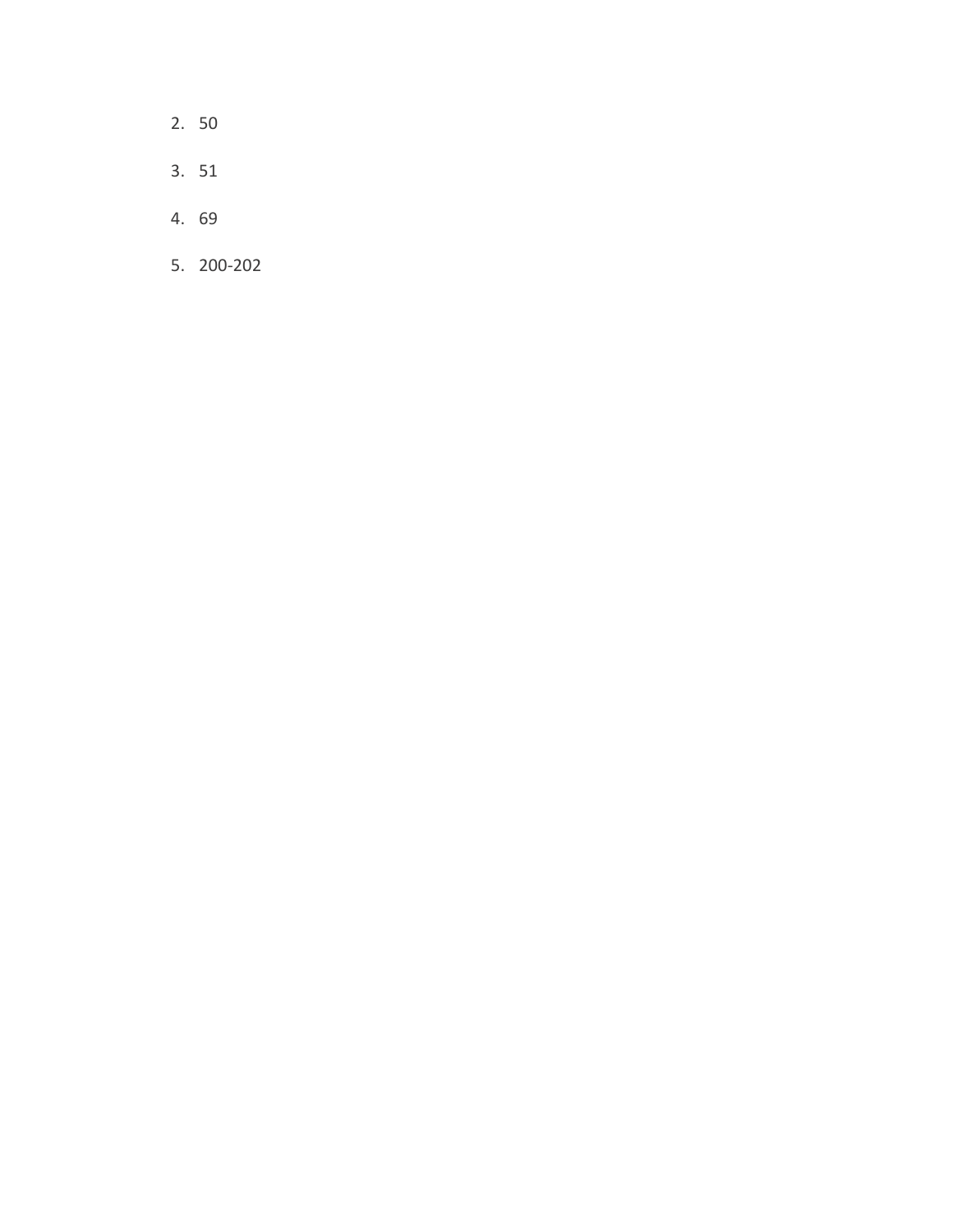2. 50
3. 51
4. 69
5. 200-202